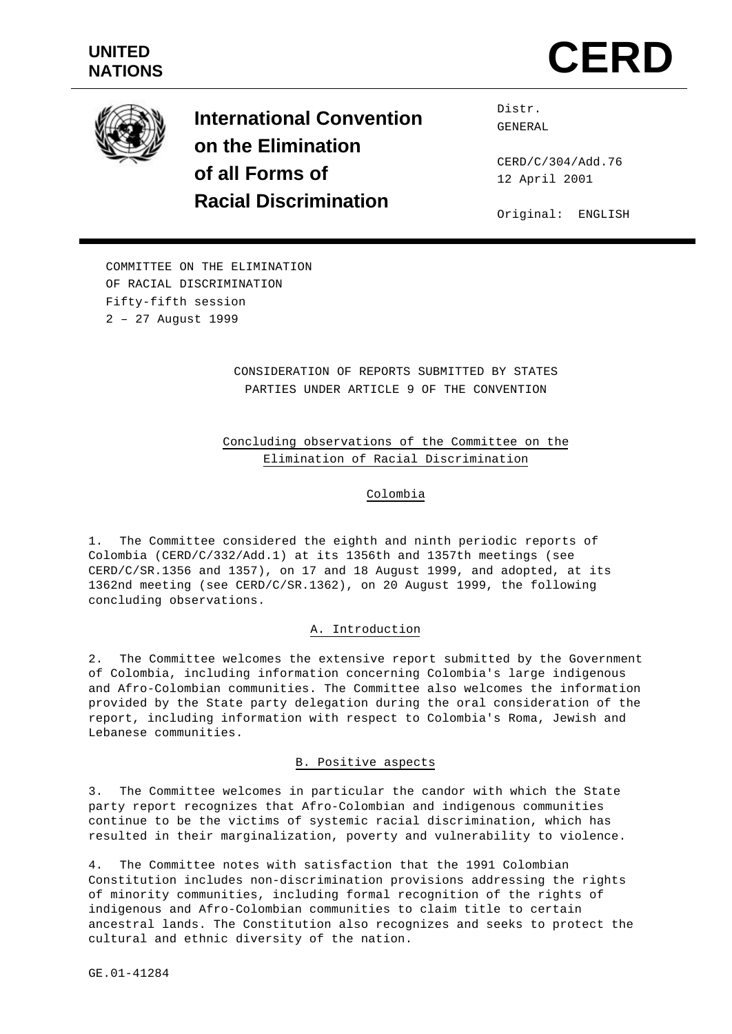UNITED NATIONS

# CERD

**International Convention on the Elimination of all Forms of Racial Discrimination**

Distr.
GENERAL

CERD/C/304/Add.76
12 April 2001

Original: ENGLISH

COMMITTEE ON THE ELIMINATION
OF RACIAL DISCRIMINATION
Fifty-fifth session
2 – 27 August 1999

CONSIDERATION OF REPORTS SUBMITTED BY STATES PARTIES UNDER ARTICLE 9 OF THE CONVENTION

## Concluding observations of the Committee on the Elimination of Racial Discrimination

## Colombia

1. The Committee considered the eighth and ninth periodic reports of Colombia (CERD/C/332/Add.1) at its 1356th and 1357th meetings (see CERD/C/SR.1356 and 1357), on 17 and 18 August 1999, and adopted, at its 1362nd meeting (see CERD/C/SR.1362), on 20 August 1999, the following concluding observations.

### A. Introduction

2. The Committee welcomes the extensive report submitted by the Government of Colombia, including information concerning Colombia's large indigenous and Afro-Colombian communities. The Committee also welcomes the information provided by the State party delegation during the oral consideration of the report, including information with respect to Colombia's Roma, Jewish and Lebanese communities.

### B. Positive aspects

3. The Committee welcomes in particular the candor with which the State party report recognizes that Afro-Colombian and indigenous communities continue to be the victims of systemic racial discrimination, which has resulted in their marginalization, poverty and vulnerability to violence.

4. The Committee notes with satisfaction that the 1991 Colombian Constitution includes non-discrimination provisions addressing the rights of minority communities, including formal recognition of the rights of indigenous and Afro-Colombian communities to claim title to certain ancestral lands. The Constitution also recognizes and seeks to protect the cultural and ethnic diversity of the nation.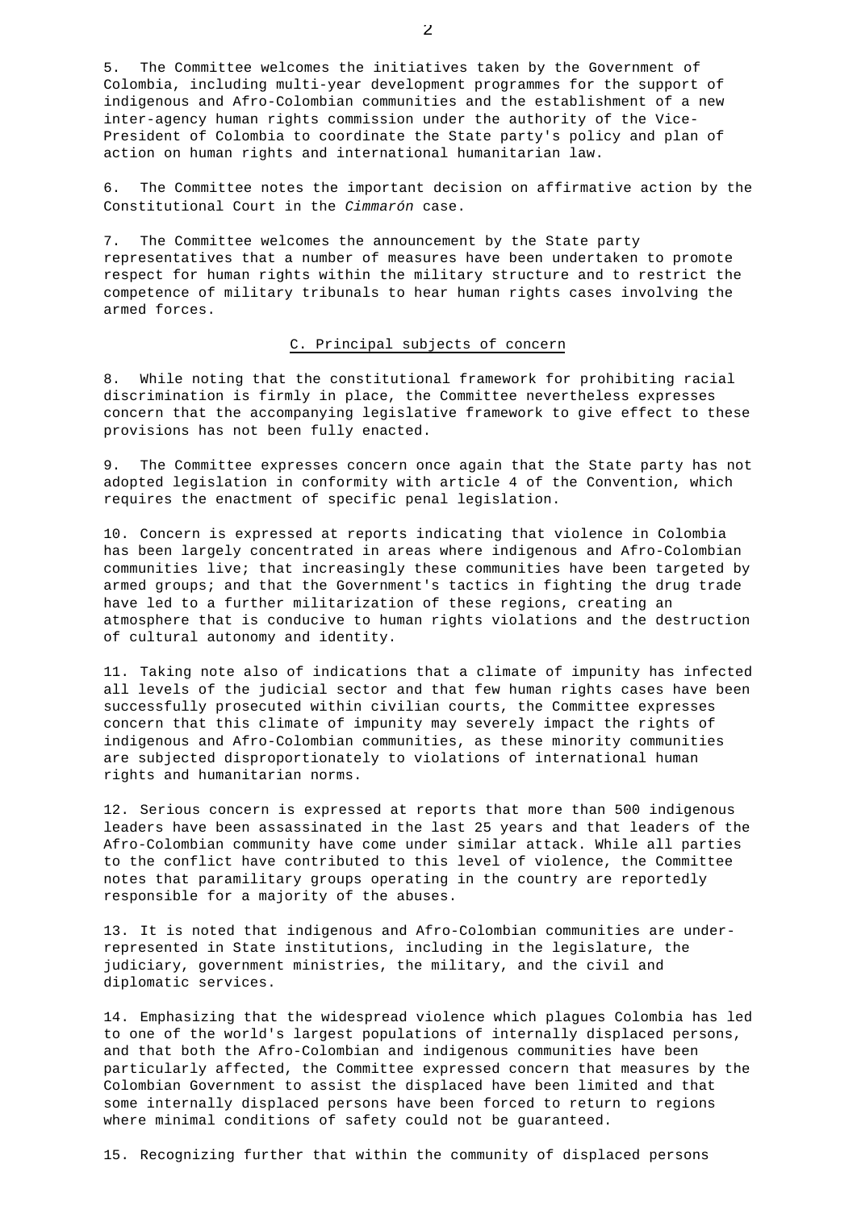5. The Committee welcomes the initiatives taken by the Government of Colombia, including multi-year development programmes for the support of indigenous and Afro-Colombian communities and the establishment of a new inter-agency human rights commission under the authority of the Vice-President of Colombia to coordinate the State party's policy and plan of action on human rights and international humanitarian law.

6. The Committee notes the important decision on affirmative action by the Constitutional Court in the *Cimmarón* case.

7. The Committee welcomes the announcement by the State party representatives that a number of measures have been undertaken to promote respect for human rights within the military structure and to restrict the competence of military tribunals to hear human rights cases involving the armed forces.

## C. Principal subjects of concern

8. While noting that the constitutional framework for prohibiting racial discrimination is firmly in place, the Committee nevertheless expresses concern that the accompanying legislative framework to give effect to these provisions has not been fully enacted.

9. The Committee expresses concern once again that the State party has not adopted legislation in conformity with article 4 of the Convention, which requires the enactment of specific penal legislation.

10. Concern is expressed at reports indicating that violence in Colombia has been largely concentrated in areas where indigenous and Afro-Colombian communities live; that increasingly these communities have been targeted by armed groups; and that the Government's tactics in fighting the drug trade have led to a further militarization of these regions, creating an atmosphere that is conducive to human rights violations and the destruction of cultural autonomy and identity.

11. Taking note also of indications that a climate of impunity has infected all levels of the judicial sector and that few human rights cases have been successfully prosecuted within civilian courts, the Committee expresses concern that this climate of impunity may severely impact the rights of indigenous and Afro-Colombian communities, as these minority communities are subjected disproportionately to violations of international human rights and humanitarian norms.

12. Serious concern is expressed at reports that more than 500 indigenous leaders have been assassinated in the last 25 years and that leaders of the Afro-Colombian community have come under similar attack. While all parties to the conflict have contributed to this level of violence, the Committee notes that paramilitary groups operating in the country are reportedly responsible for a majority of the abuses.

13. It is noted that indigenous and Afro-Colombian communities are under-represented in State institutions, including in the legislature, the judiciary, government ministries, the military, and the civil and diplomatic services.

14. Emphasizing that the widespread violence which plagues Colombia has led to one of the world's largest populations of internally displaced persons, and that both the Afro-Colombian and indigenous communities have been particularly affected, the Committee expressed concern that measures by the Colombian Government to assist the displaced have been limited and that some internally displaced persons have been forced to return to regions where minimal conditions of safety could not be guaranteed.

15. Recognizing further that within the community of displaced persons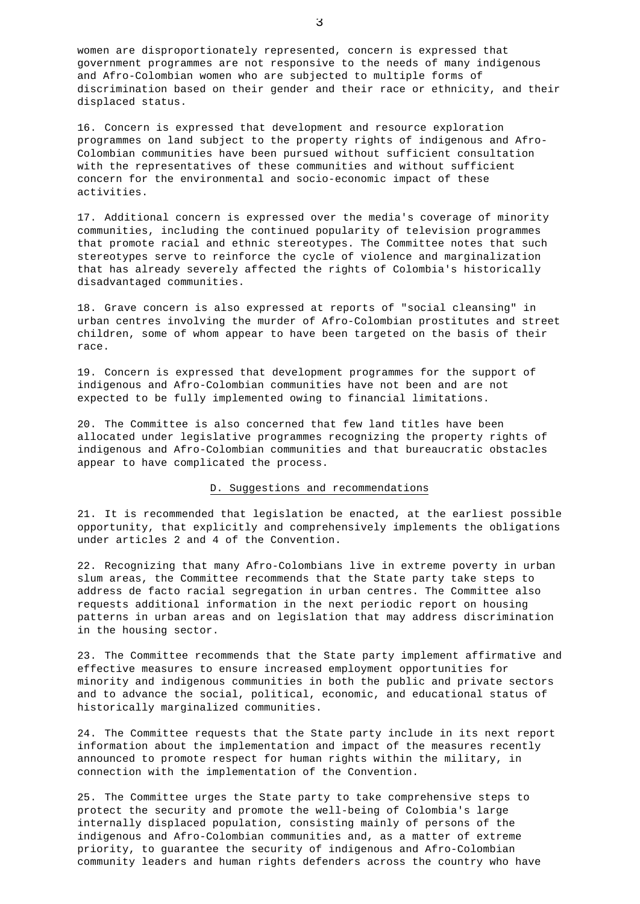women are disproportionately represented, concern is expressed that government programmes are not responsive to the needs of many indigenous and Afro-Colombian women who are subjected to multiple forms of discrimination based on their gender and their race or ethnicity, and their displaced status.

16. Concern is expressed that development and resource exploration programmes on land subject to the property rights of indigenous and Afro-Colombian communities have been pursued without sufficient consultation with the representatives of these communities and without sufficient concern for the environmental and socio-economic impact of these activities.

17. Additional concern is expressed over the media's coverage of minority communities, including the continued popularity of television programmes that promote racial and ethnic stereotypes. The Committee notes that such stereotypes serve to reinforce the cycle of violence and marginalization that has already severely affected the rights of Colombia's historically disadvantaged communities.

18. Grave concern is also expressed at reports of "social cleansing" in urban centres involving the murder of Afro-Colombian prostitutes and street children, some of whom appear to have been targeted on the basis of their race.

19. Concern is expressed that development programmes for the support of indigenous and Afro-Colombian communities have not been and are not expected to be fully implemented owing to financial limitations.

20. The Committee is also concerned that few land titles have been allocated under legislative programmes recognizing the property rights of indigenous and Afro-Colombian communities and that bureaucratic obstacles appear to have complicated the process.

## D. Suggestions and recommendations

21. It is recommended that legislation be enacted, at the earliest possible opportunity, that explicitly and comprehensively implements the obligations under articles 2 and 4 of the Convention.

22. Recognizing that many Afro-Colombians live in extreme poverty in urban slum areas, the Committee recommends that the State party take steps to address de facto racial segregation in urban centres. The Committee also requests additional information in the next periodic report on housing patterns in urban areas and on legislation that may address discrimination in the housing sector.

23. The Committee recommends that the State party implement affirmative and effective measures to ensure increased employment opportunities for minority and indigenous communities in both the public and private sectors and to advance the social, political, economic, and educational status of historically marginalized communities.

24. The Committee requests that the State party include in its next report information about the implementation and impact of the measures recently announced to promote respect for human rights within the military, in connection with the implementation of the Convention.

25. The Committee urges the State party to take comprehensive steps to protect the security and promote the well-being of Colombia's large internally displaced population, consisting mainly of persons of the indigenous and Afro-Colombian communities and, as a matter of extreme priority, to guarantee the security of indigenous and Afro-Colombian community leaders and human rights defenders across the country who have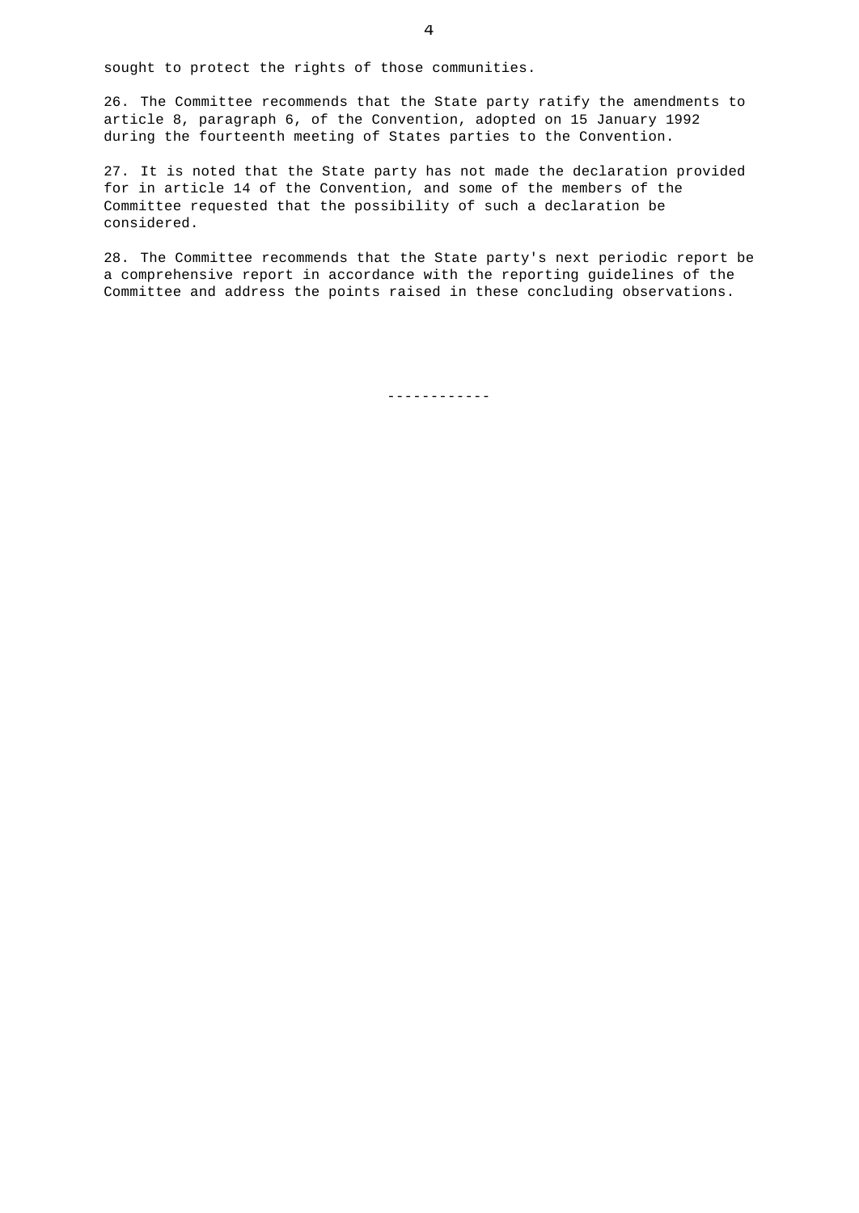sought to protect the rights of those communities.

26. The Committee recommends that the State party ratify the amendments to article 8, paragraph 6, of the Convention, adopted on 15 January 1992 during the fourteenth meeting of States parties to the Convention.

27. It is noted that the State party has not made the declaration provided for in article 14 of the Convention, and some of the members of the Committee requested that the possibility of such a declaration be considered.

28. The Committee recommends that the State party's next periodic report be a comprehensive report in accordance with the reporting guidelines of the Committee and address the points raised in these concluding observations.

------------